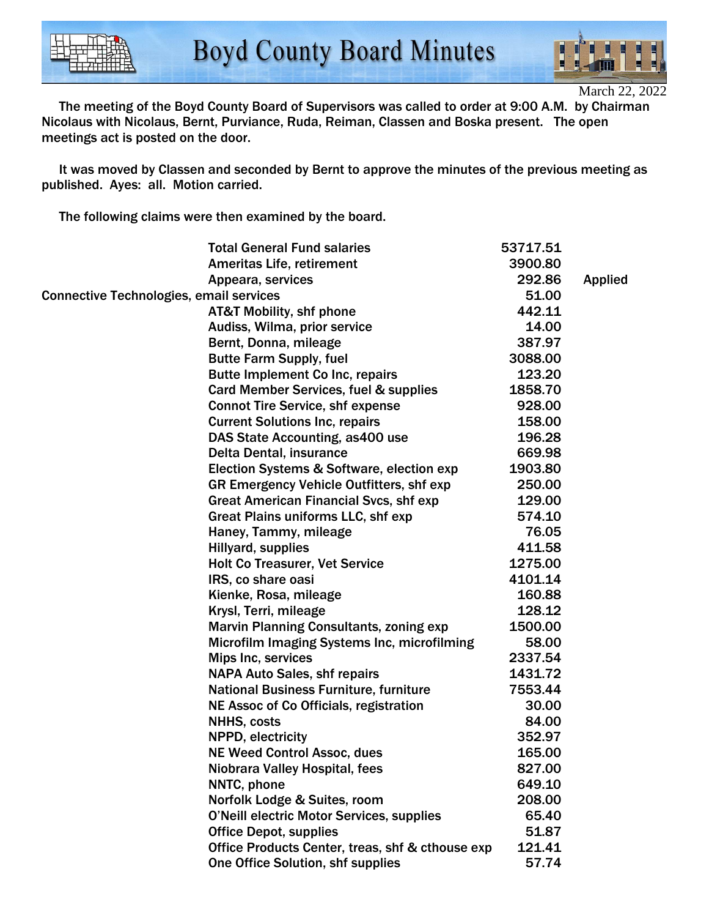# Boyd County Board Minutes

March 22, 2022

The meeting of the Boyd County Board of Supervisors was called to order at 9:00 A.M. by Chairman Nicolaus with Nicolaus, Bernt, Purviance, Ruda, Reiman, Classen and Boska present. The open meetings act is posted on the door.

It was moved by Classen and seconded by Bernt to approve the minutes of the previous meeting as published. Ayes: all. Motion carried.

The following claims were then examined by the board.

| | | |
|---|---|---|
| Total General Fund salaries | 53717.51 | |
| Ameritas Life, retirement | 3900.80 | |
| Appeara, services | 292.86 | Applied |
| Connective Technologies, email services | 51.00 | |
| AT&T Mobility, shf phone | 442.11 | |
| Audiss, Wilma, prior service | 14.00 | |
| Bernt, Donna, mileage | 387.97 | |
| Butte Farm Supply, fuel | 3088.00 | |
| Butte Implement Co Inc, repairs | 123.20 | |
| Card Member Services, fuel & supplies | 1858.70 | |
| Connot Tire Service, shf expense | 928.00 | |
| Current Solutions Inc, repairs | 158.00 | |
| DAS State Accounting, as400 use | 196.28 | |
| Delta Dental, insurance | 669.98 | |
| Election Systems & Software, election exp | 1903.80 | |
| GR Emergency Vehicle Outfitters, shf exp | 250.00 | |
| Great American Financial Svcs, shf exp | 129.00 | |
| Great Plains uniforms LLC, shf exp | 574.10 | |
| Haney, Tammy, mileage | 76.05 | |
| Hillyard, supplies | 411.58 | |
| Holt Co Treasurer, Vet Service | 1275.00 | |
| IRS, co share oasi | 4101.14 | |
| Kienke, Rosa, mileage | 160.88 | |
| Krysl, Terri, mileage | 128.12 | |
| Marvin Planning Consultants, zoning exp | 1500.00 | |
| Microfilm Imaging Systems Inc, microfilming | 58.00 | |
| Mips Inc, services | 2337.54 | |
| NAPA Auto Sales, shf repairs | 1431.72 | |
| National Business Furniture, furniture | 7553.44 | |
| NE Assoc of Co Officials, registration | 30.00 | |
| NHHS, costs | 84.00 | |
| NPPD, electricity | 352.97 | |
| NE Weed Control Assoc, dues | 165.00 | |
| Niobrara Valley Hospital, fees | 827.00 | |
| NNTC, phone | 649.10 | |
| Norfolk Lodge & Suites, room | 208.00 | |
| O'Neill electric Motor Services, supplies | 65.40 | |
| Office Depot, supplies | 51.87 | |
| Office Products Center, treas, shf & cthouse exp | 121.41 | |
| One Office Solution, shf supplies | 57.74 | |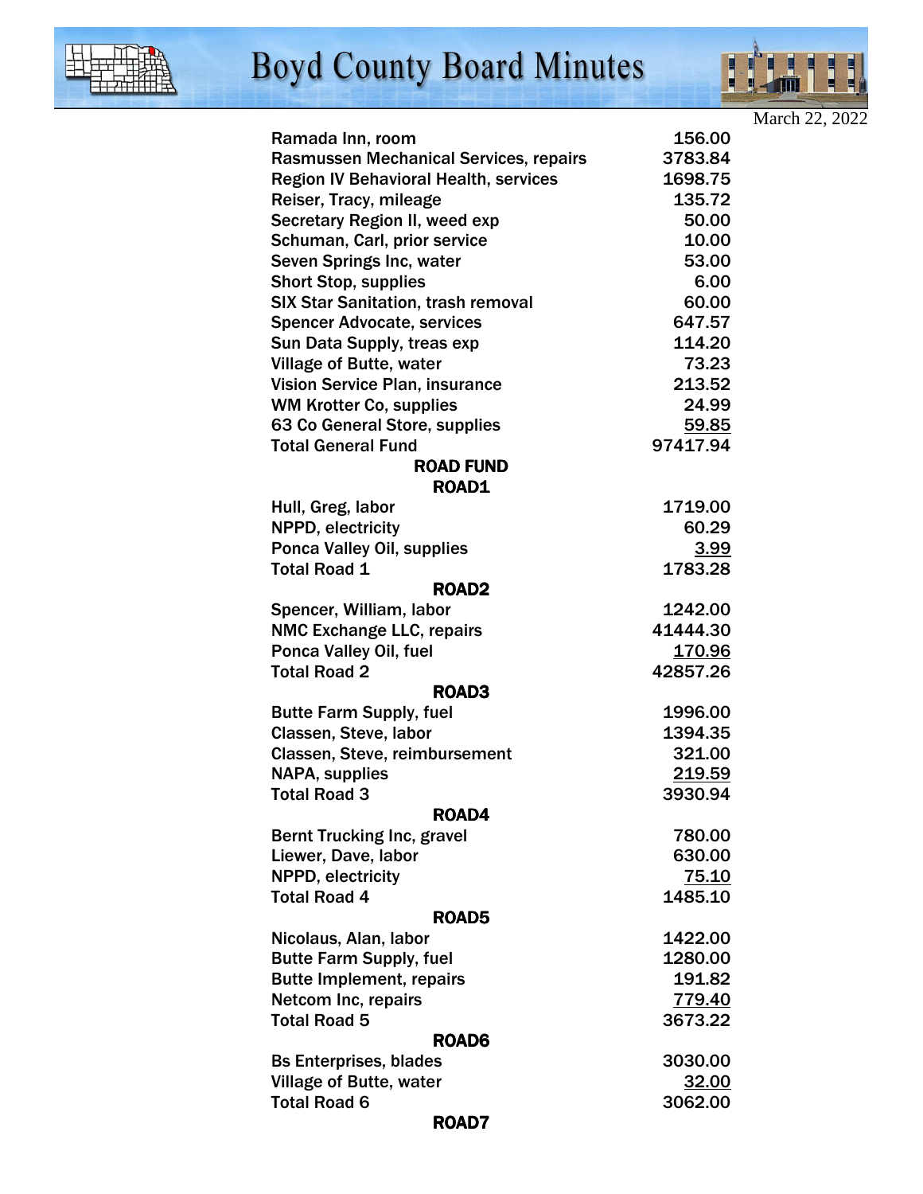| | |
|---|---|
| Ramada Inn, room | 156.00 |
| Rasmussen Mechanical Services, repairs | 3783.84 |
| Region IV Behavioral Health, services | 1698.75 |
| Reiser, Tracy, mileage | 135.72 |
| Secretary Region II, weed exp | 50.00 |
| Schuman, Carl, prior service | 10.00 |
| Seven Springs Inc, water | 53.00 |
| Short Stop, supplies | 6.00 |
| SIX Star Sanitation, trash removal | 60.00 |
| Spencer Advocate, services | 647.57 |
| Sun Data Supply, treas exp | 114.20 |
| Village of Butte, water | 73.23 |
| Vision Service Plan, insurance | 213.52 |
| WM Krotter Co, supplies | 24.99 |
| 63 Co General Store, supplies | 59.85 |
| Total General Fund | 97417.94 |

**ROAD FUND**

**ROAD1**

| | |
|---|---|
| Hull, Greg, labor | 1719.00 |
| NPPD, electricity | 60.29 |
| Ponca Valley Oil, supplies | 3.99 |
| Total Road 1 | 1783.28 |

**ROAD2**

| | |
|---|---|
| Spencer, William, labor | 1242.00 |
| NMC Exchange LLC, repairs | 41444.30 |
| Ponca Valley Oil, fuel | 170.96 |
| Total Road 2 | 42857.26 |

**ROAD3**

| | |
|---|---|
| Butte Farm Supply, fuel | 1996.00 |
| Classen, Steve, labor | 1394.35 |
| Classen, Steve, reimbursement | 321.00 |
| NAPA, supplies | 219.59 |
| Total Road 3 | 3930.94 |

**ROAD4**

| | |
|---|---|
| Bernt Trucking Inc, gravel | 780.00 |
| Liewer, Dave, labor | 630.00 |
| NPPD, electricity | 75.10 |
| Total Road 4 | 1485.10 |

**ROAD5**

| | |
|---|---|
| Nicolaus, Alan, labor | 1422.00 |
| Butte Farm Supply, fuel | 1280.00 |
| Butte Implement, repairs | 191.82 |
| Netcom Inc, repairs | 779.40 |
| Total Road 5 | 3673.22 |

**ROAD6**

| | |
|---|---|
| Bs Enterprises, blades | 3030.00 |
| Village of Butte, water | 32.00 |
| Total Road 6 | 3062.00 |

**ROAD7**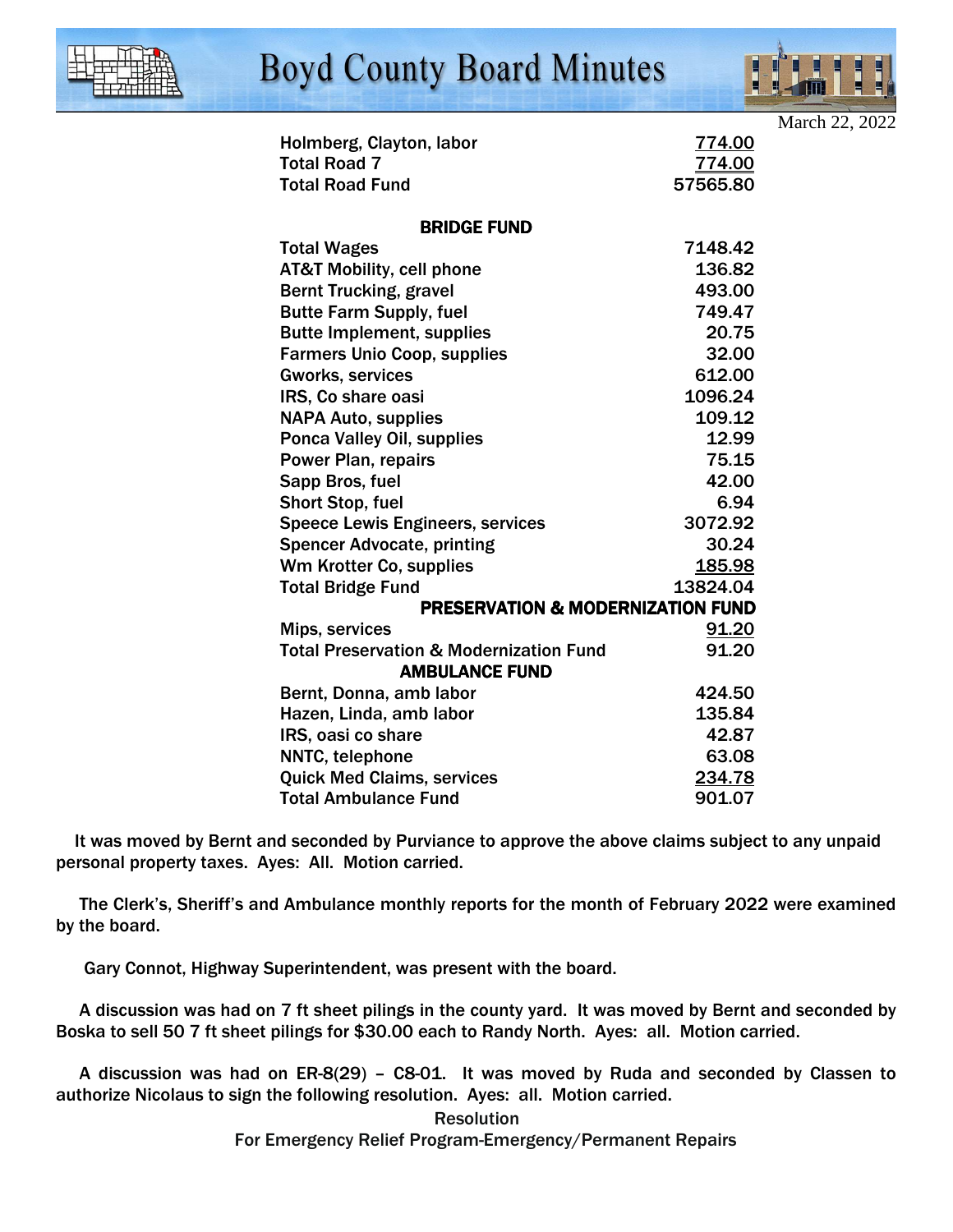March 22, 2022

| | |
|---|---|
| Holmberg, Clayton, labor | 774.00 |
| Total Road 7 | 774.00 |
| Total Road Fund | 57565.80 |

**BRIDGE FUND**

| | |
|---|---|
| Total Wages | 7148.42 |
| AT&T Mobility, cell phone | 136.82 |
| Bernt Trucking, gravel | 493.00 |
| Butte Farm Supply, fuel | 749.47 |
| Butte Implement, supplies | 20.75 |
| Farmers Unio Coop, supplies | 32.00 |
| Gworks, services | 612.00 |
| IRS, Co share oasi | 1096.24 |
| NAPA Auto, supplies | 109.12 |
| Ponca Valley Oil, supplies | 12.99 |
| Power Plan, repairs | 75.15 |
| Sapp Bros, fuel | 42.00 |
| Short Stop, fuel | 6.94 |
| Speece Lewis Engineers, services | 3072.92 |
| Spencer Advocate, printing | 30.24 |
| Wm Krotter Co, supplies | 185.98 |
| Total Bridge Fund | 13824.04 |

**PRESERVATION & MODERNIZATION FUND**

| | |
|---|---|
| Mips, services | 91.20 |
| Total Preservation & Modernization Fund | 91.20 |

**AMBULANCE FUND**

| | |
|---|---|
| Bernt, Donna, amb labor | 424.50 |
| Hazen, Linda, amb labor | 135.84 |
| IRS, oasi co share | 42.87 |
| NNTC, telephone | 63.08 |
| Quick Med Claims, services | 234.78 |
| Total Ambulance Fund | 901.07 |

It was moved by Bernt and seconded by Purviance to approve the above claims subject to any unpaid personal property taxes. Ayes: All. Motion carried.

The Clerk's, Sheriff's and Ambulance monthly reports for the month of February 2022 were examined by the board.

Gary Connot, Highway Superintendent, was present with the board.

A discussion was had on 7 ft sheet pilings in the county yard. It was moved by Bernt and seconded by Boska to sell 50 7 ft sheet pilings for $30.00 each to Randy North. Ayes: all. Motion carried.

A discussion was had on ER-8(29) – C8-01. It was moved by Ruda and seconded by Classen to authorize Nicolaus to sign the following resolution. Ayes: all. Motion carried.

Resolution

For Emergency Relief Program-Emergency/Permanent Repairs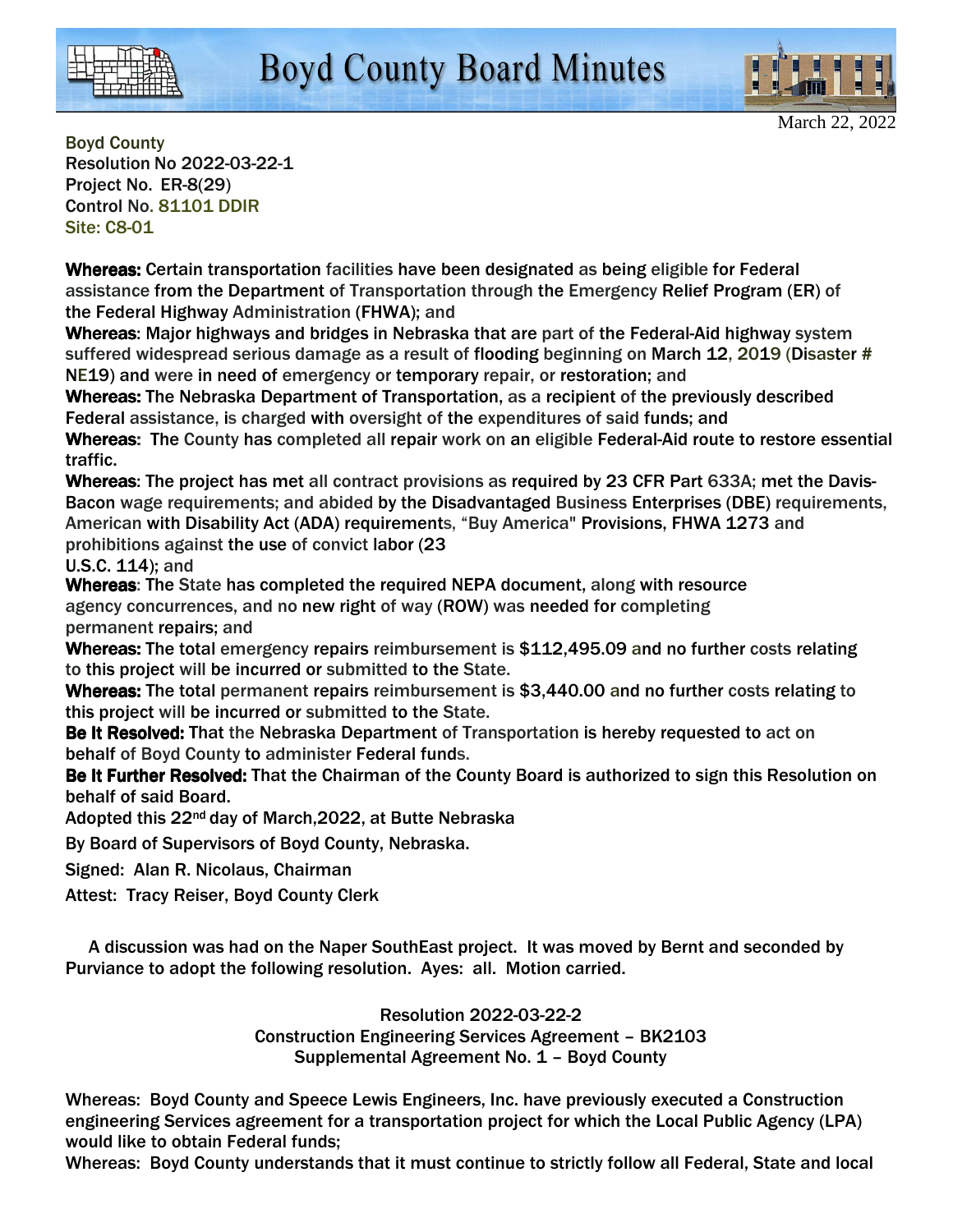Boyd County
Resolution No 2022-03-22-1
Project No. ER-8(29)
Control No. 81101 DDIR
Site: C8-01

**Whereas:** Certain transportation facilities have been designated as being eligible for Federal assistance from the Department of Transportation through the Emergency Relief Program (ER) of the Federal Highway Administration (FHWA); and
**Whereas**: Major highways and bridges in Nebraska that are part of the Federal-Aid highway system suffered widespread serious damage as a result of flooding beginning on March 12, 2019 (Disaster # NE19) and were in need of emergency or temporary repair, or restoration; and
**Whereas:** The Nebraska Department of Transportation, as a recipient of the previously described Federal assistance, is charged with oversight of the expenditures of said funds; and
**Whereas:** The County has completed all repair work on an eligible Federal-Aid route to restore essential traffic.
**Whereas**: The project has met all contract provisions as required by 23 CFR Part 633A; met the Davis-Bacon wage requirements; and abided by the Disadvantaged Business Enterprises (DBE) requirements, American with Disability Act (ADA) requirements, "Buy America" Provisions, FHWA 1273 and prohibitions against the use of convict labor (23 U.S.C. 114); and
**Whereas**: The State has completed the required NEPA document, along with resource agency concurrences, and no new right of way (ROW) was needed for completing permanent repairs; and
**Whereas:** The total emergency repairs reimbursement is $112,495.09 and no further costs relating to this project will be incurred or submitted to the State.
**Whereas:** The total permanent repairs reimbursement is $3,440.00 and no further costs relating to this project will be incurred or submitted to the State.
**Be It Resolved:** That the Nebraska Department of Transportation is hereby requested to act on behalf of Boyd County to administer Federal funds.
**Be It Further Resolved:** That the Chairman of the County Board is authorized to sign this Resolution on behalf of said Board.
Adopted this 22nd day of March,2022, at Butte Nebraska

By Board of Supervisors of Boyd County, Nebraska.

Signed: Alan R. Nicolaus, Chairman

Attest: Tracy Reiser, Boyd County Clerk

A discussion was had on the Naper SouthEast project. It was moved by Bernt and seconded by Purviance to adopt the following resolution. Ayes: all. Motion carried.

Resolution 2022-03-22-2
Construction Engineering Services Agreement – BK2103
Supplemental Agreement No. 1 – Boyd County

Whereas: Boyd County and Speece Lewis Engineers, Inc. have previously executed a Construction engineering Services agreement for a transportation project for which the Local Public Agency (LPA) would like to obtain Federal funds;
Whereas: Boyd County understands that it must continue to strictly follow all Federal, State and local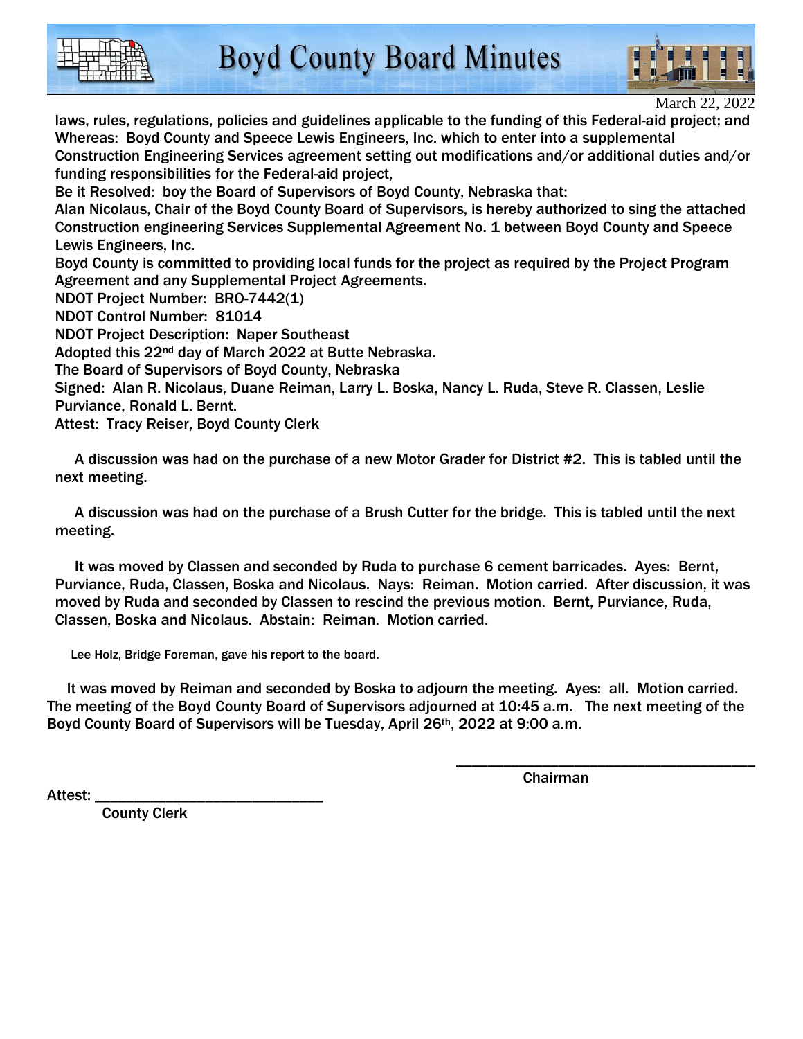laws, rules, regulations, policies and guidelines applicable to the funding of this Federal-aid project; and

Whereas: Boyd County and Speece Lewis Engineers, Inc. which to enter into a supplemental Construction Engineering Services agreement setting out modifications and/or additional duties and/or funding responsibilities for the Federal-aid project,

Be it Resolved: boy the Board of Supervisors of Boyd County, Nebraska that:

Alan Nicolaus, Chair of the Boyd County Board of Supervisors, is hereby authorized to sing the attached Construction engineering Services Supplemental Agreement No. 1 between Boyd County and Speece Lewis Engineers, Inc.

Boyd County is committed to providing local funds for the project as required by the Project Program Agreement and any Supplemental Project Agreements.

NDOT Project Number: BRO-7442(1)

NDOT Control Number: 81014

NDOT Project Description: Naper Southeast

Adopted this 22nd day of March 2022 at Butte Nebraska.

The Board of Supervisors of Boyd County, Nebraska

Signed: Alan R. Nicolaus, Duane Reiman, Larry L. Boska, Nancy L. Ruda, Steve R. Classen, Leslie Purviance, Ronald L. Bernt.

Attest: Tracy Reiser, Boyd County Clerk

A discussion was had on the purchase of a new Motor Grader for District #2. This is tabled until the next meeting.

A discussion was had on the purchase of a Brush Cutter for the bridge. This is tabled until the next meeting.

It was moved by Classen and seconded by Ruda to purchase 6 cement barricades. Ayes: Bernt, Purviance, Ruda, Classen, Boska and Nicolaus. Nays: Reiman. Motion carried. After discussion, it was moved by Ruda and seconded by Classen to rescind the previous motion. Bernt, Purviance, Ruda, Classen, Boska and Nicolaus. Abstain: Reiman. Motion carried.

Lee Holz, Bridge Foreman, gave his report to the board.

It was moved by Reiman and seconded by Boska to adjourn the meeting. Ayes: all. Motion carried. The meeting of the Boyd County Board of Supervisors adjourned at 10:45 a.m. The next meeting of the Boyd County Board of Supervisors will be Tuesday, April 26th, 2022 at 9:00 a.m.

\_\_\_\_\_\_\_\_\_\_\_\_\_\_\_\_\_\_\_\_\_\_\_\_\_\_\_\_\_\_\_\_\_\_\_\_
Chairman

Attest: \_\_\_\_\_\_\_\_\_\_\_\_\_\_\_\_\_\_\_\_\_\_\_\_\_\_\_\_
County Clerk